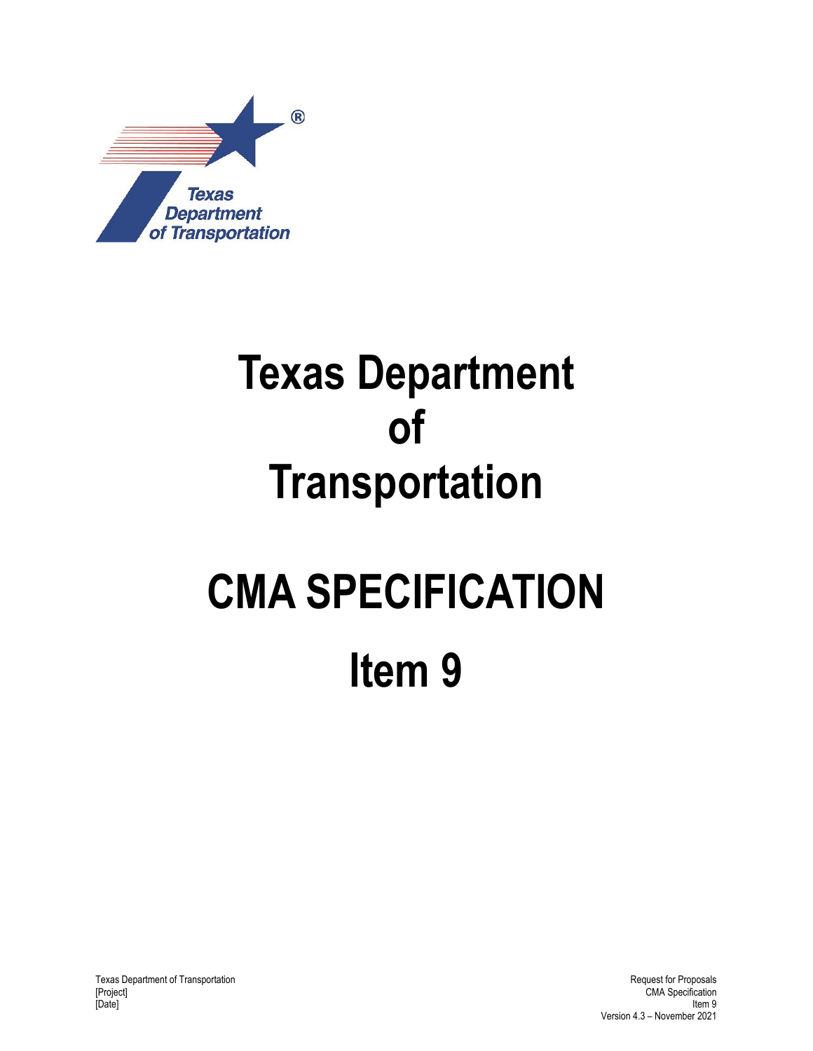# Texas Department of Transportation

# CMA SPECIFICATION

# Item 9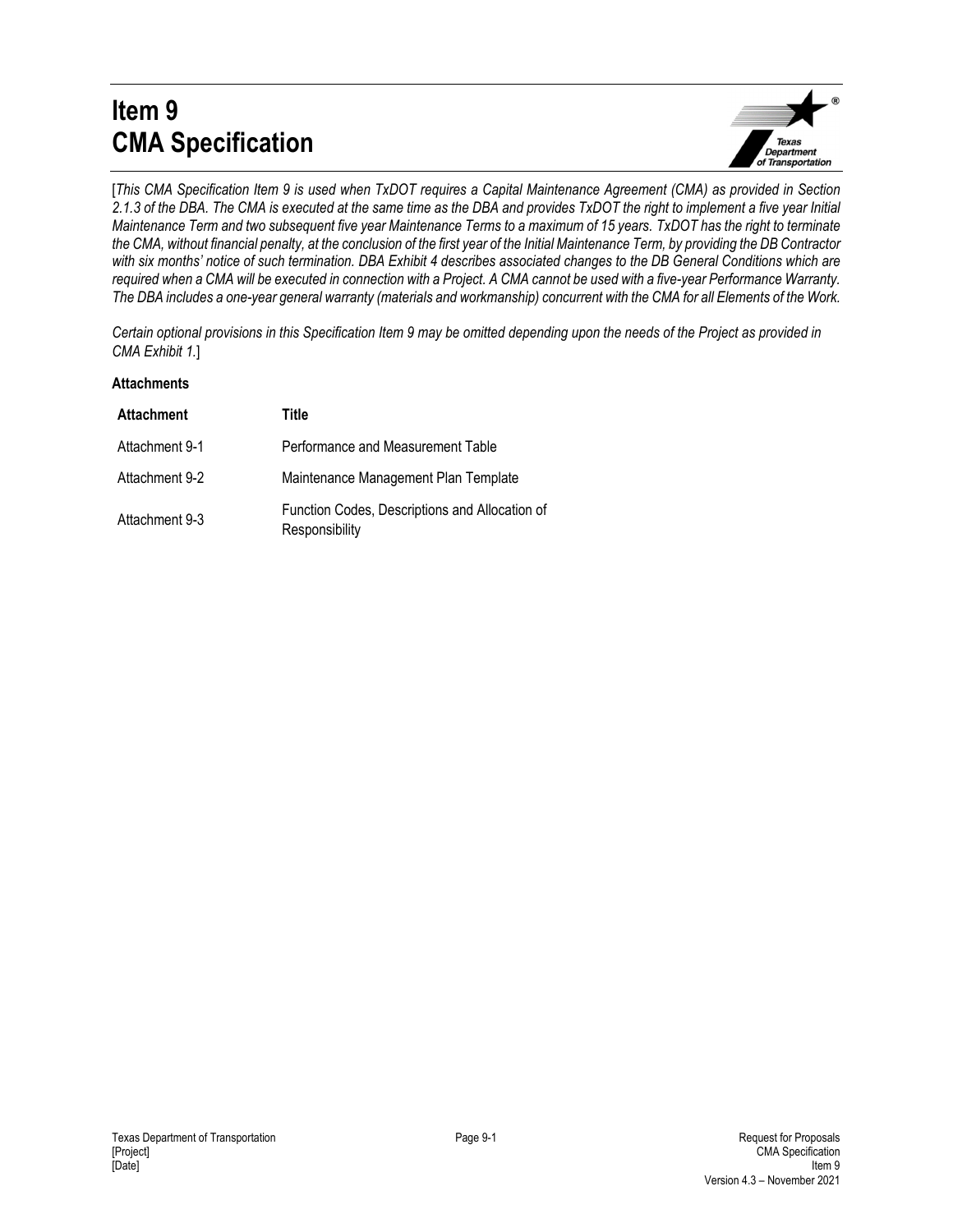# Item 9
# CMA Specification

[*This CMA Specification Item 9 is used when TxDOT requires a Capital Maintenance Agreement (CMA) as provided in Section 2.1.3 of the DBA. The CMA is executed at the same time as the DBA and provides TxDOT the right to implement a five year Initial Maintenance Term and two subsequent five year Maintenance Terms to a maximum of 15 years. TxDOT has the right to terminate the CMA, without financial penalty, at the conclusion of the first year of the Initial Maintenance Term, by providing the DB Contractor with six months' notice of such termination. DBA Exhibit 4 describes associated changes to the DB General Conditions which are required when a CMA will be executed in connection with a Project. A CMA cannot be used with a five-year Performance Warranty. The DBA includes a one-year general warranty (materials and workmanship) concurrent with the CMA for all Elements of the Work.*

*Certain optional provisions in this Specification Item 9 may be omitted depending upon the needs of the Project as provided in CMA Exhibit 1.*]

**Attachments**

| Attachment | Title |
|---|---|
| Attachment 9-1 | Performance and Measurement Table |
| Attachment 9-2 | Maintenance Management Plan Template |
| Attachment 9-3 | Function Codes, Descriptions and Allocation of Responsibility |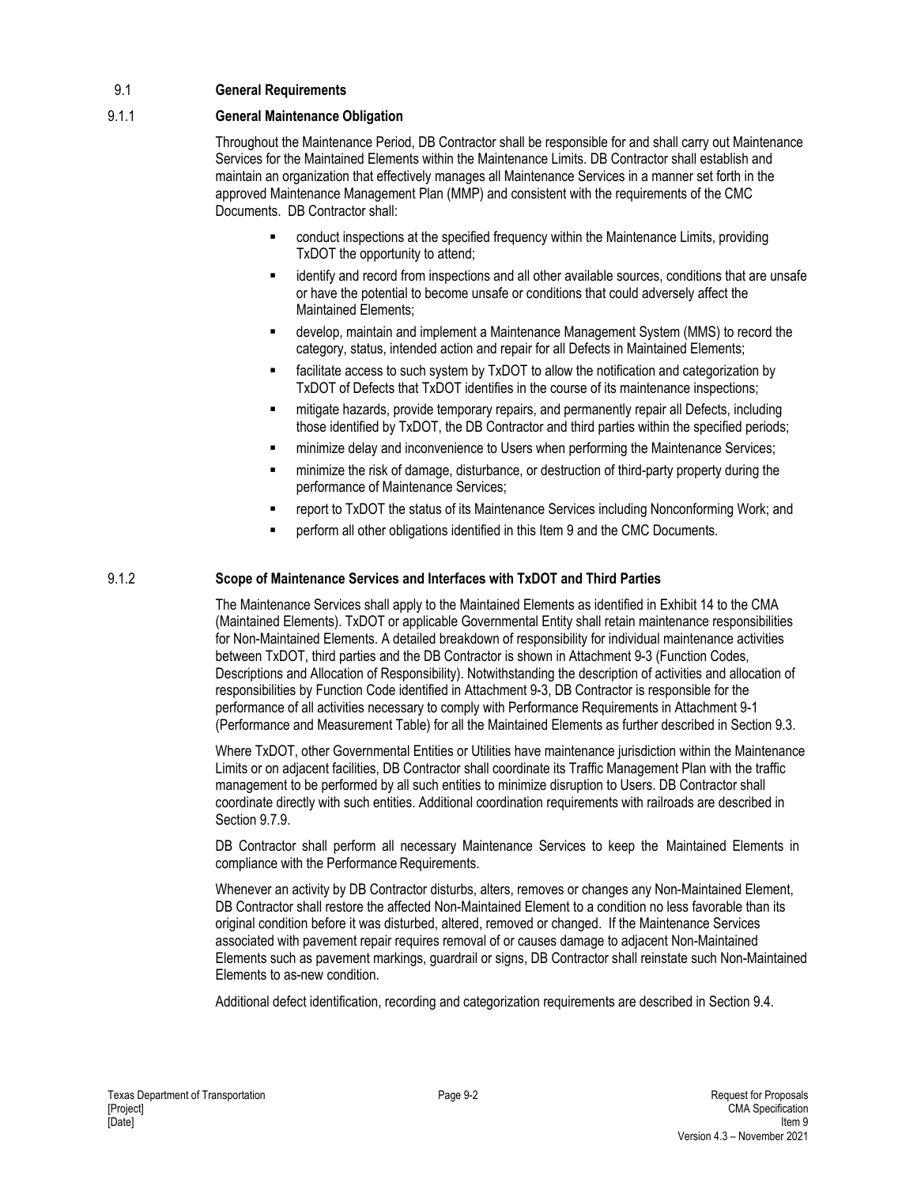## 9.1 General Requirements

### 9.1.1 General Maintenance Obligation

Throughout the Maintenance Period, DB Contractor shall be responsible for and shall carry out Maintenance Services for the Maintained Elements within the Maintenance Limits. DB Contractor shall establish and maintain an organization that effectively manages all Maintenance Services in a manner set forth in the approved Maintenance Management Plan (MMP) and consistent with the requirements of the CMC Documents. DB Contractor shall:

- conduct inspections at the specified frequency within the Maintenance Limits, providing TxDOT the opportunity to attend;
- identify and record from inspections and all other available sources, conditions that are unsafe or have the potential to become unsafe or conditions that could adversely affect the Maintained Elements;
- develop, maintain and implement a Maintenance Management System (MMS) to record the category, status, intended action and repair for all Defects in Maintained Elements;
- facilitate access to such system by TxDOT to allow the notification and categorization by TxDOT of Defects that TxDOT identifies in the course of its maintenance inspections;
- mitigate hazards, provide temporary repairs, and permanently repair all Defects, including those identified by TxDOT, the DB Contractor and third parties within the specified periods;
- minimize delay and inconvenience to Users when performing the Maintenance Services;
- minimize the risk of damage, disturbance, or destruction of third-party property during the performance of Maintenance Services;
- report to TxDOT the status of its Maintenance Services including Nonconforming Work; and
- perform all other obligations identified in this Item 9 and the CMC Documents.

### 9.1.2 Scope of Maintenance Services and Interfaces with TxDOT and Third Parties

The Maintenance Services shall apply to the Maintained Elements as identified in Exhibit 14 to the CMA (Maintained Elements). TxDOT or applicable Governmental Entity shall retain maintenance responsibilities for Non-Maintained Elements. A detailed breakdown of responsibility for individual maintenance activities between TxDOT, third parties and the DB Contractor is shown in Attachment 9-3 (Function Codes, Descriptions and Allocation of Responsibility). Notwithstanding the description of activities and allocation of responsibilities by Function Code identified in Attachment 9-3, DB Contractor is responsible for the performance of all activities necessary to comply with Performance Requirements in Attachment 9-1 (Performance and Measurement Table) for all the Maintained Elements as further described in Section 9.3.

Where TxDOT, other Governmental Entities or Utilities have maintenance jurisdiction within the Maintenance Limits or on adjacent facilities, DB Contractor shall coordinate its Traffic Management Plan with the traffic management to be performed by all such entities to minimize disruption to Users. DB Contractor shall coordinate directly with such entities. Additional coordination requirements with railroads are described in Section 9.7.9.

DB Contractor shall perform all necessary Maintenance Services to keep the Maintained Elements in compliance with the Performance Requirements.

Whenever an activity by DB Contractor disturbs, alters, removes or changes any Non-Maintained Element, DB Contractor shall restore the affected Non-Maintained Element to a condition no less favorable than its original condition before it was disturbed, altered, removed or changed. If the Maintenance Services associated with pavement repair requires removal of or causes damage to adjacent Non-Maintained Elements such as pavement markings, guardrail or signs, DB Contractor shall reinstate such Non-Maintained Elements to as-new condition.

Additional defect identification, recording and categorization requirements are described in Section 9.4.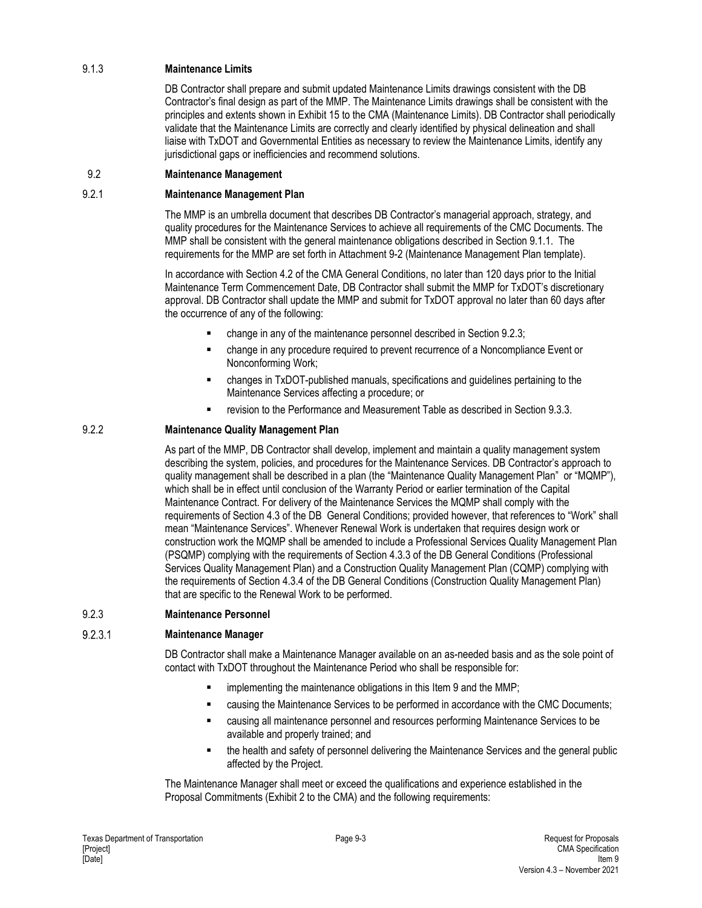### 9.1.3 Maintenance Limits

DB Contractor shall prepare and submit updated Maintenance Limits drawings consistent with the DB Contractor's final design as part of the MMP. The Maintenance Limits drawings shall be consistent with the principles and extents shown in Exhibit 15 to the CMA (Maintenance Limits). DB Contractor shall periodically validate that the Maintenance Limits are correctly and clearly identified by physical delineation and shall liaise with TxDOT and Governmental Entities as necessary to review the Maintenance Limits, identify any jurisdictional gaps or inefficiencies and recommend solutions.

## 9.2 Maintenance Management

### 9.2.1 Maintenance Management Plan

The MMP is an umbrella document that describes DB Contractor's managerial approach, strategy, and quality procedures for the Maintenance Services to achieve all requirements of the CMC Documents. The MMP shall be consistent with the general maintenance obligations described in Section 9.1.1. The requirements for the MMP are set forth in Attachment 9-2 (Maintenance Management Plan template).

In accordance with Section 4.2 of the CMA General Conditions, no later than 120 days prior to the Initial Maintenance Term Commencement Date, DB Contractor shall submit the MMP for TxDOT's discretionary approval. DB Contractor shall update the MMP and submit for TxDOT approval no later than 60 days after the occurrence of any of the following:

- change in any of the maintenance personnel described in Section 9.2.3;
- change in any procedure required to prevent recurrence of a Noncompliance Event or Nonconforming Work;
- changes in TxDOT-published manuals, specifications and guidelines pertaining to the Maintenance Services affecting a procedure; or
- revision to the Performance and Measurement Table as described in Section 9.3.3.

### 9.2.2 Maintenance Quality Management Plan

As part of the MMP, DB Contractor shall develop, implement and maintain a quality management system describing the system, policies, and procedures for the Maintenance Services. DB Contractor's approach to quality management shall be described in a plan (the "Maintenance Quality Management Plan" or "MQMP"), which shall be in effect until conclusion of the Warranty Period or earlier termination of the Capital Maintenance Contract. For delivery of the Maintenance Services the MQMP shall comply with the requirements of Section 4.3 of the DB General Conditions; provided however, that references to "Work" shall mean "Maintenance Services". Whenever Renewal Work is undertaken that requires design work or construction work the MQMP shall be amended to include a Professional Services Quality Management Plan (PSQMP) complying with the requirements of Section 4.3.3 of the DB General Conditions (Professional Services Quality Management Plan) and a Construction Quality Management Plan (CQMP) complying with the requirements of Section 4.3.4 of the DB General Conditions (Construction Quality Management Plan) that are specific to the Renewal Work to be performed.

### 9.2.3 Maintenance Personnel

#### 9.2.3.1 Maintenance Manager

DB Contractor shall make a Maintenance Manager available on an as-needed basis and as the sole point of contact with TxDOT throughout the Maintenance Period who shall be responsible for:

- implementing the maintenance obligations in this Item 9 and the MMP;
- causing the Maintenance Services to be performed in accordance with the CMC Documents;
- causing all maintenance personnel and resources performing Maintenance Services to be available and properly trained; and
- the health and safety of personnel delivering the Maintenance Services and the general public affected by the Project.

The Maintenance Manager shall meet or exceed the qualifications and experience established in the Proposal Commitments (Exhibit 2 to the CMA) and the following requirements: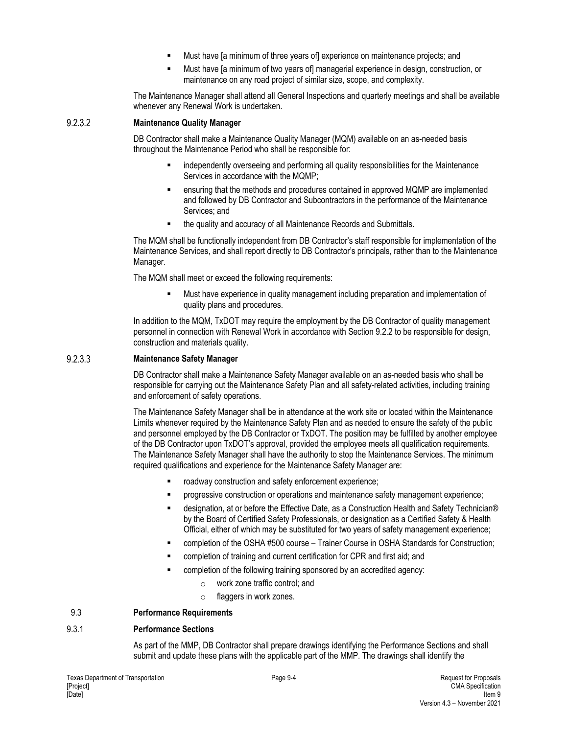- Must have [a minimum of three years of] experience on maintenance projects; and
- Must have [a minimum of two years of] managerial experience in design, construction, or maintenance on any road project of similar size, scope, and complexity.

The Maintenance Manager shall attend all General Inspections and quarterly meetings and shall be available whenever any Renewal Work is undertaken.

#### 9.2.3.2 Maintenance Quality Manager

DB Contractor shall make a Maintenance Quality Manager (MQM) available on an as-needed basis throughout the Maintenance Period who shall be responsible for:

- independently overseeing and performing all quality responsibilities for the Maintenance Services in accordance with the MQMP;
- ensuring that the methods and procedures contained in approved MQMP are implemented and followed by DB Contractor and Subcontractors in the performance of the Maintenance Services; and
- the quality and accuracy of all Maintenance Records and Submittals.

The MQM shall be functionally independent from DB Contractor's staff responsible for implementation of the Maintenance Services, and shall report directly to DB Contractor's principals, rather than to the Maintenance Manager.

The MQM shall meet or exceed the following requirements:

- Must have experience in quality management including preparation and implementation of quality plans and procedures.

In addition to the MQM, TxDOT may require the employment by the DB Contractor of quality management personnel in connection with Renewal Work in accordance with Section 9.2.2 to be responsible for design, construction and materials quality.

#### 9.2.3.3 Maintenance Safety Manager

DB Contractor shall make a Maintenance Safety Manager available on an as-needed basis who shall be responsible for carrying out the Maintenance Safety Plan and all safety-related activities, including training and enforcement of safety operations.

The Maintenance Safety Manager shall be in attendance at the work site or located within the Maintenance Limits whenever required by the Maintenance Safety Plan and as needed to ensure the safety of the public and personnel employed by the DB Contractor or TxDOT. The position may be fulfilled by another employee of the DB Contractor upon TxDOT's approval, provided the employee meets all qualification requirements. The Maintenance Safety Manager shall have the authority to stop the Maintenance Services. The minimum required qualifications and experience for the Maintenance Safety Manager are:

- roadway construction and safety enforcement experience;
- progressive construction or operations and maintenance safety management experience;
- designation, at or before the Effective Date, as a Construction Health and Safety Technician® by the Board of Certified Safety Professionals, or designation as a Certified Safety & Health Official, either of which may be substituted for two years of safety management experience;
- completion of the OSHA #500 course – Trainer Course in OSHA Standards for Construction;
- completion of training and current certification for CPR and first aid; and
- completion of the following training sponsored by an accredited agency:
  - work zone traffic control; and
  - flaggers in work zones.

## 9.3 Performance Requirements

### 9.3.1 Performance Sections

As part of the MMP, DB Contractor shall prepare drawings identifying the Performance Sections and shall submit and update these plans with the applicable part of the MMP. The drawings shall identify the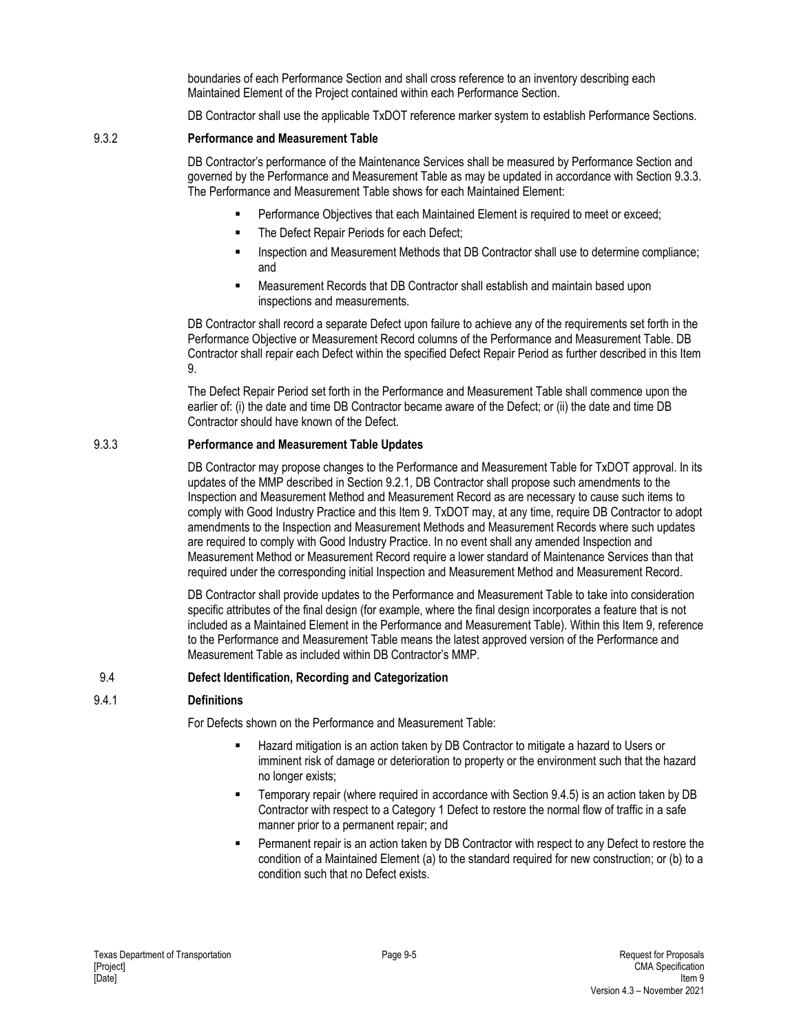boundaries of each Performance Section and shall cross reference to an inventory describing each Maintained Element of the Project contained within each Performance Section.

DB Contractor shall use the applicable TxDOT reference marker system to establish Performance Sections.

### 9.3.2 Performance and Measurement Table

DB Contractor's performance of the Maintenance Services shall be measured by Performance Section and governed by the Performance and Measurement Table as may be updated in accordance with Section 9.3.3. The Performance and Measurement Table shows for each Maintained Element:

- Performance Objectives that each Maintained Element is required to meet or exceed;
- The Defect Repair Periods for each Defect;
- Inspection and Measurement Methods that DB Contractor shall use to determine compliance; and
- Measurement Records that DB Contractor shall establish and maintain based upon inspections and measurements.

DB Contractor shall record a separate Defect upon failure to achieve any of the requirements set forth in the Performance Objective or Measurement Record columns of the Performance and Measurement Table. DB Contractor shall repair each Defect within the specified Defect Repair Period as further described in this Item 9.

The Defect Repair Period set forth in the Performance and Measurement Table shall commence upon the earlier of: (i) the date and time DB Contractor became aware of the Defect; or (ii) the date and time DB Contractor should have known of the Defect.

### 9.3.3 Performance and Measurement Table Updates

DB Contractor may propose changes to the Performance and Measurement Table for TxDOT approval. In its updates of the MMP described in Section 9.2.1, DB Contractor shall propose such amendments to the Inspection and Measurement Method and Measurement Record as are necessary to cause such items to comply with Good Industry Practice and this Item 9. TxDOT may, at any time, require DB Contractor to adopt amendments to the Inspection and Measurement Methods and Measurement Records where such updates are required to comply with Good Industry Practice. In no event shall any amended Inspection and Measurement Method or Measurement Record require a lower standard of Maintenance Services than that required under the corresponding initial Inspection and Measurement Method and Measurement Record.

DB Contractor shall provide updates to the Performance and Measurement Table to take into consideration specific attributes of the final design (for example, where the final design incorporates a feature that is not included as a Maintained Element in the Performance and Measurement Table). Within this Item 9, reference to the Performance and Measurement Table means the latest approved version of the Performance and Measurement Table as included within DB Contractor's MMP.

## 9.4 Defect Identification, Recording and Categorization

### 9.4.1 Definitions

For Defects shown on the Performance and Measurement Table:

- Hazard mitigation is an action taken by DB Contractor to mitigate a hazard to Users or imminent risk of damage or deterioration to property or the environment such that the hazard no longer exists;
- Temporary repair (where required in accordance with Section 9.4.5) is an action taken by DB Contractor with respect to a Category 1 Defect to restore the normal flow of traffic in a safe manner prior to a permanent repair; and
- Permanent repair is an action taken by DB Contractor with respect to any Defect to restore the condition of a Maintained Element (a) to the standard required for new construction; or (b) to a condition such that no Defect exists.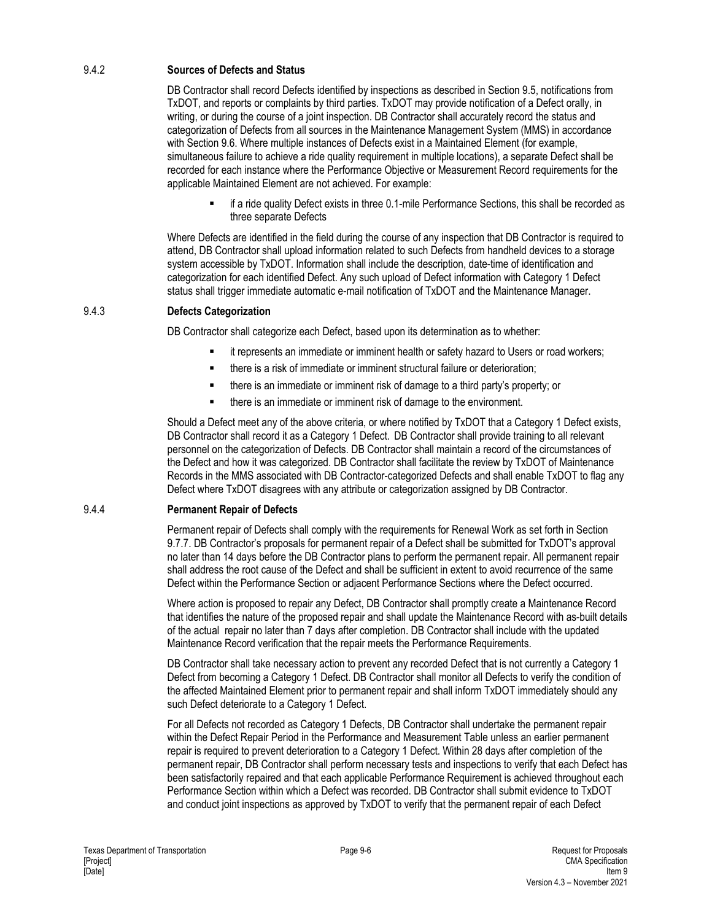### 9.4.2 Sources of Defects and Status

DB Contractor shall record Defects identified by inspections as described in Section 9.5, notifications from TxDOT, and reports or complaints by third parties. TxDOT may provide notification of a Defect orally, in writing, or during the course of a joint inspection. DB Contractor shall accurately record the status and categorization of Defects from all sources in the Maintenance Management System (MMS) in accordance with Section 9.6. Where multiple instances of Defects exist in a Maintained Element (for example, simultaneous failure to achieve a ride quality requirement in multiple locations), a separate Defect shall be recorded for each instance where the Performance Objective or Measurement Record requirements for the applicable Maintained Element are not achieved. For example:

- if a ride quality Defect exists in three 0.1-mile Performance Sections, this shall be recorded as three separate Defects

Where Defects are identified in the field during the course of any inspection that DB Contractor is required to attend, DB Contractor shall upload information related to such Defects from handheld devices to a storage system accessible by TxDOT. Information shall include the description, date-time of identification and categorization for each identified Defect. Any such upload of Defect information with Category 1 Defect status shall trigger immediate automatic e-mail notification of TxDOT and the Maintenance Manager.

### 9.4.3 Defects Categorization

DB Contractor shall categorize each Defect, based upon its determination as to whether:

- it represents an immediate or imminent health or safety hazard to Users or road workers;
- there is a risk of immediate or imminent structural failure or deterioration;
- there is an immediate or imminent risk of damage to a third party's property; or
- there is an immediate or imminent risk of damage to the environment.

Should a Defect meet any of the above criteria, or where notified by TxDOT that a Category 1 Defect exists, DB Contractor shall record it as a Category 1 Defect. DB Contractor shall provide training to all relevant personnel on the categorization of Defects. DB Contractor shall maintain a record of the circumstances of the Defect and how it was categorized. DB Contractor shall facilitate the review by TxDOT of Maintenance Records in the MMS associated with DB Contractor-categorized Defects and shall enable TxDOT to flag any Defect where TxDOT disagrees with any attribute or categorization assigned by DB Contractor.

### 9.4.4 Permanent Repair of Defects

Permanent repair of Defects shall comply with the requirements for Renewal Work as set forth in Section 9.7.7. DB Contractor's proposals for permanent repair of a Defect shall be submitted for TxDOT's approval no later than 14 days before the DB Contractor plans to perform the permanent repair. All permanent repair shall address the root cause of the Defect and shall be sufficient in extent to avoid recurrence of the same Defect within the Performance Section or adjacent Performance Sections where the Defect occurred.

Where action is proposed to repair any Defect, DB Contractor shall promptly create a Maintenance Record that identifies the nature of the proposed repair and shall update the Maintenance Record with as-built details of the actual repair no later than 7 days after completion. DB Contractor shall include with the updated Maintenance Record verification that the repair meets the Performance Requirements.

DB Contractor shall take necessary action to prevent any recorded Defect that is not currently a Category 1 Defect from becoming a Category 1 Defect. DB Contractor shall monitor all Defects to verify the condition of the affected Maintained Element prior to permanent repair and shall inform TxDOT immediately should any such Defect deteriorate to a Category 1 Defect.

For all Defects not recorded as Category 1 Defects, DB Contractor shall undertake the permanent repair within the Defect Repair Period in the Performance and Measurement Table unless an earlier permanent repair is required to prevent deterioration to a Category 1 Defect. Within 28 days after completion of the permanent repair, DB Contractor shall perform necessary tests and inspections to verify that each Defect has been satisfactorily repaired and that each applicable Performance Requirement is achieved throughout each Performance Section within which a Defect was recorded. DB Contractor shall submit evidence to TxDOT and conduct joint inspections as approved by TxDOT to verify that the permanent repair of each Defect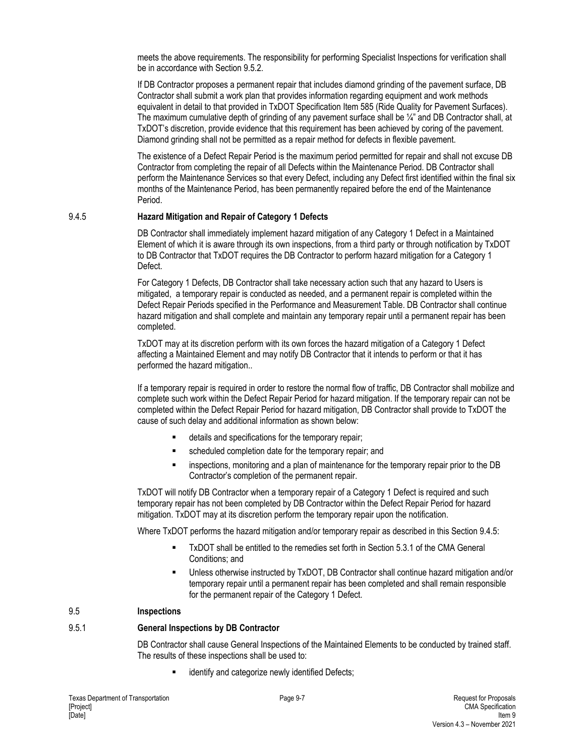meets the above requirements. The responsibility for performing Specialist Inspections for verification shall be in accordance with Section 9.5.2.

If DB Contractor proposes a permanent repair that includes diamond grinding of the pavement surface, DB Contractor shall submit a work plan that provides information regarding equipment and work methods equivalent in detail to that provided in TxDOT Specification Item 585 (Ride Quality for Pavement Surfaces). The maximum cumulative depth of grinding of any pavement surface shall be ¼" and DB Contractor shall, at TxDOT's discretion, provide evidence that this requirement has been achieved by coring of the pavement. Diamond grinding shall not be permitted as a repair method for defects in flexible pavement.

The existence of a Defect Repair Period is the maximum period permitted for repair and shall not excuse DB Contractor from completing the repair of all Defects within the Maintenance Period. DB Contractor shall perform the Maintenance Services so that every Defect, including any Defect first identified within the final six months of the Maintenance Period, has been permanently repaired before the end of the Maintenance Period.

### 9.4.5 Hazard Mitigation and Repair of Category 1 Defects

DB Contractor shall immediately implement hazard mitigation of any Category 1 Defect in a Maintained Element of which it is aware through its own inspections, from a third party or through notification by TxDOT to DB Contractor that TxDOT requires the DB Contractor to perform hazard mitigation for a Category 1 Defect.

For Category 1 Defects, DB Contractor shall take necessary action such that any hazard to Users is mitigated, a temporary repair is conducted as needed, and a permanent repair is completed within the Defect Repair Periods specified in the Performance and Measurement Table. DB Contractor shall continue hazard mitigation and shall complete and maintain any temporary repair until a permanent repair has been completed.

TxDOT may at its discretion perform with its own forces the hazard mitigation of a Category 1 Defect affecting a Maintained Element and may notify DB Contractor that it intends to perform or that it has performed the hazard mitigation..

If a temporary repair is required in order to restore the normal flow of traffic, DB Contractor shall mobilize and complete such work within the Defect Repair Period for hazard mitigation. If the temporary repair can not be completed within the Defect Repair Period for hazard mitigation, DB Contractor shall provide to TxDOT the cause of such delay and additional information as shown below:

- details and specifications for the temporary repair;
- scheduled completion date for the temporary repair; and
- inspections, monitoring and a plan of maintenance for the temporary repair prior to the DB Contractor's completion of the permanent repair.

TxDOT will notify DB Contractor when a temporary repair of a Category 1 Defect is required and such temporary repair has not been completed by DB Contractor within the Defect Repair Period for hazard mitigation. TxDOT may at its discretion perform the temporary repair upon the notification.

Where TxDOT performs the hazard mitigation and/or temporary repair as described in this Section 9.4.5:

- TxDOT shall be entitled to the remedies set forth in Section 5.3.1 of the CMA General Conditions; and
- Unless otherwise instructed by TxDOT, DB Contractor shall continue hazard mitigation and/or temporary repair until a permanent repair has been completed and shall remain responsible for the permanent repair of the Category 1 Defect.

## 9.5 Inspections

### 9.5.1 General Inspections by DB Contractor

DB Contractor shall cause General Inspections of the Maintained Elements to be conducted by trained staff. The results of these inspections shall be used to:

- identify and categorize newly identified Defects;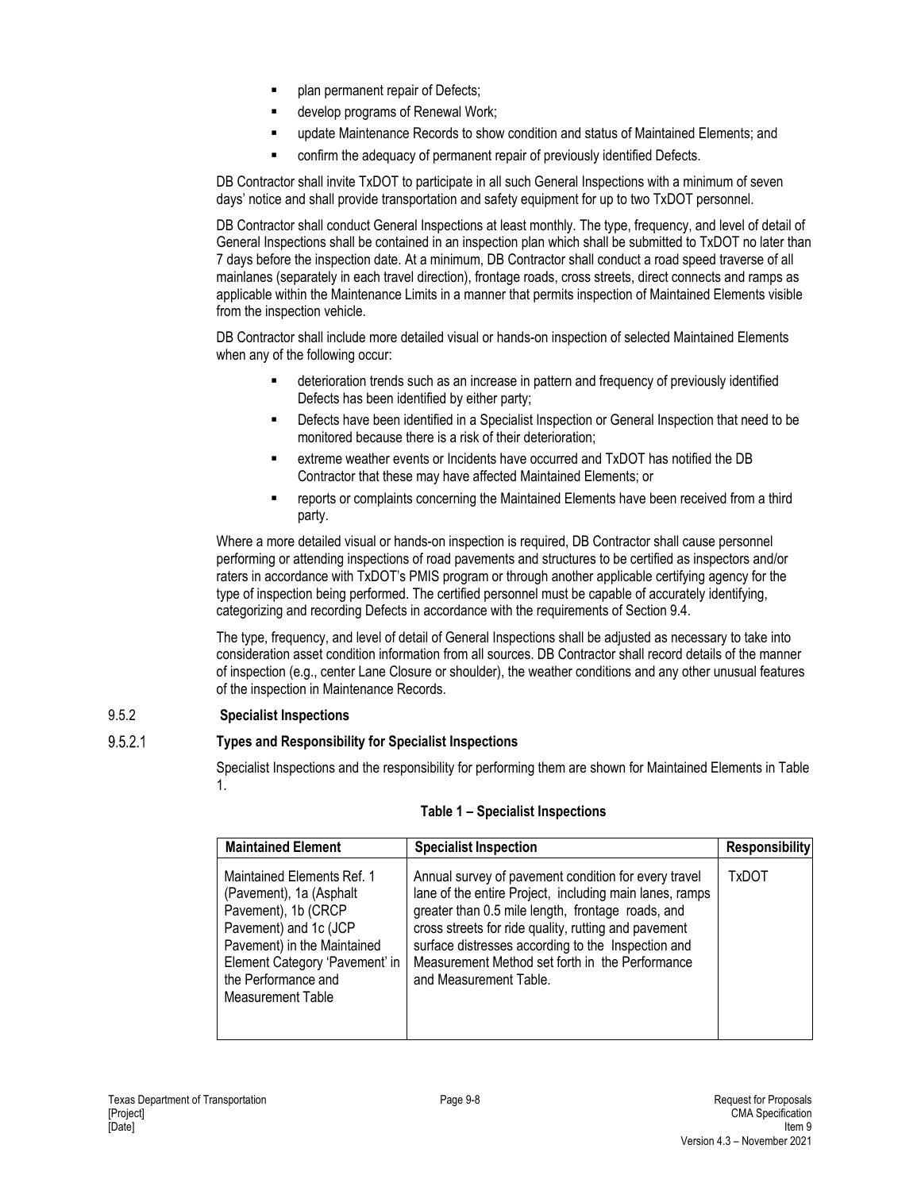- plan permanent repair of Defects;
- develop programs of Renewal Work;
- update Maintenance Records to show condition and status of Maintained Elements; and
- confirm the adequacy of permanent repair of previously identified Defects.

DB Contractor shall invite TxDOT to participate in all such General Inspections with a minimum of seven days' notice and shall provide transportation and safety equipment for up to two TxDOT personnel.

DB Contractor shall conduct General Inspections at least monthly. The type, frequency, and level of detail of General Inspections shall be contained in an inspection plan which shall be submitted to TxDOT no later than 7 days before the inspection date. At a minimum, DB Contractor shall conduct a road speed traverse of all mainlanes (separately in each travel direction), frontage roads, cross streets, direct connects and ramps as applicable within the Maintenance Limits in a manner that permits inspection of Maintained Elements visible from the inspection vehicle.

DB Contractor shall include more detailed visual or hands-on inspection of selected Maintained Elements when any of the following occur:

- deterioration trends such as an increase in pattern and frequency of previously identified Defects has been identified by either party;
- Defects have been identified in a Specialist Inspection or General Inspection that need to be monitored because there is a risk of their deterioration;
- extreme weather events or Incidents have occurred and TxDOT has notified the DB Contractor that these may have affected Maintained Elements; or
- reports or complaints concerning the Maintained Elements have been received from a third party.

Where a more detailed visual or hands-on inspection is required, DB Contractor shall cause personnel performing or attending inspections of road pavements and structures to be certified as inspectors and/or raters in accordance with TxDOT's PMIS program or through another applicable certifying agency for the type of inspection being performed. The certified personnel must be capable of accurately identifying, categorizing and recording Defects in accordance with the requirements of Section 9.4.

The type, frequency, and level of detail of General Inspections shall be adjusted as necessary to take into consideration asset condition information from all sources. DB Contractor shall record details of the manner of inspection (e.g., center Lane Closure or shoulder), the weather conditions and any other unusual features of the inspection in Maintenance Records.

### 9.5.2 Specialist Inspections

#### 9.5.2.1 Types and Responsibility for Specialist Inspections

Specialist Inspections and the responsibility for performing them are shown for Maintained Elements in Table 1.

**Table 1 – Specialist Inspections**

| Maintained Element | Specialist Inspection | Responsibility |
|---|---|---|
| Maintained Elements Ref. 1 (Pavement), 1a (Asphalt Pavement), 1b (CRCP Pavement) and 1c (JCP Pavement) in the Maintained Element Category 'Pavement' in the Performance and Measurement Table | Annual survey of pavement condition for every travel lane of the entire Project, including main lanes, ramps greater than 0.5 mile length, frontage roads, and cross streets for ride quality, rutting and pavement surface distresses according to the Inspection and Measurement Method set forth in the Performance and Measurement Table. | TxDOT |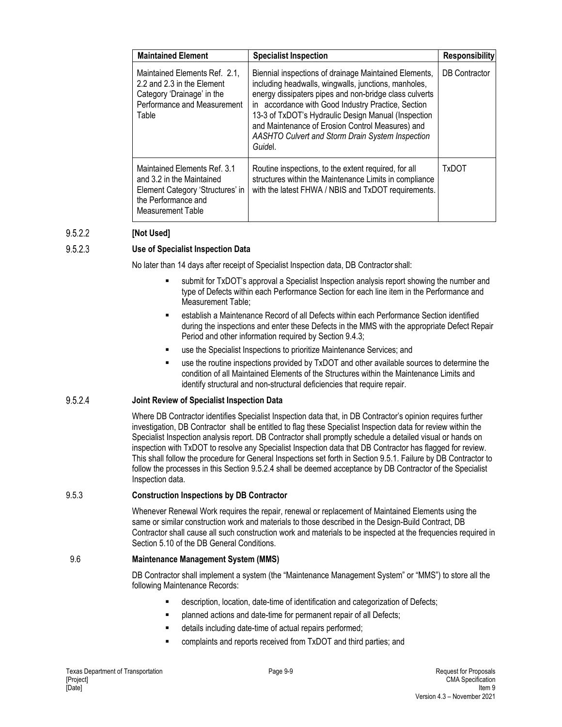| Maintained Element | Specialist Inspection | Responsibility |
| --- | --- | --- |
| Maintained Elements Ref. 2.1, 2.2 and 2.3 in the Element Category 'Drainage' in the Performance and Measurement Table | Biennial inspections of drainage Maintained Elements, including headwalls, wingwalls, junctions, manholes, energy dissipaters pipes and non-bridge class culverts in accordance with Good Industry Practice, Section 13-3 of TxDOT's Hydraulic Design Manual (Inspection and Maintenance of Erosion Control Measures) and *AASHTO Culvert and Storm Drain System Inspection Guide*l. | DB Contractor |
| Maintained Elements Ref. 3.1 and 3.2 in the Maintained Element Category 'Structures' in the Performance and Measurement Table | Routine inspections, to the extent required, for all structures within the Maintenance Limits in compliance with the latest FHWA / NBIS and TxDOT requirements. | TxDOT |

#### 9.5.2.2 [Not Used]

#### 9.5.2.3 Use of Specialist Inspection Data

No later than 14 days after receipt of Specialist Inspection data, DB Contractor shall:

- submit for TxDOT's approval a Specialist Inspection analysis report showing the number and type of Defects within each Performance Section for each line item in the Performance and Measurement Table;
- establish a Maintenance Record of all Defects within each Performance Section identified during the inspections and enter these Defects in the MMS with the appropriate Defect Repair Period and other information required by Section 9.4.3;
- use the Specialist Inspections to prioritize Maintenance Services; and
- use the routine inspections provided by TxDOT and other available sources to determine the condition of all Maintained Elements of the Structures within the Maintenance Limits and identify structural and non-structural deficiencies that require repair.

#### 9.5.2.4 Joint Review of Specialist Inspection Data

Where DB Contractor identifies Specialist Inspection data that, in DB Contractor's opinion requires further investigation, DB Contractor shall be entitled to flag these Specialist Inspection data for review within the Specialist Inspection analysis report. DB Contractor shall promptly schedule a detailed visual or hands on inspection with TxDOT to resolve any Specialist Inspection data that DB Contractor has flagged for review. This shall follow the procedure for General Inspections set forth in Section 9.5.1. Failure by DB Contractor to follow the processes in this Section 9.5.2.4 shall be deemed acceptance by DB Contractor of the Specialist Inspection data.

### 9.5.3 Construction Inspections by DB Contractor

Whenever Renewal Work requires the repair, renewal or replacement of Maintained Elements using the same or similar construction work and materials to those described in the Design-Build Contract, DB Contractor shall cause all such construction work and materials to be inspected at the frequencies required in Section 5.10 of the DB General Conditions.

## 9.6 Maintenance Management System (MMS)

DB Contractor shall implement a system (the "Maintenance Management System" or "MMS") to store all the following Maintenance Records:

- description, location, date-time of identification and categorization of Defects;
- planned actions and date-time for permanent repair of all Defects;
- details including date-time of actual repairs performed;
- complaints and reports received from TxDOT and third parties; and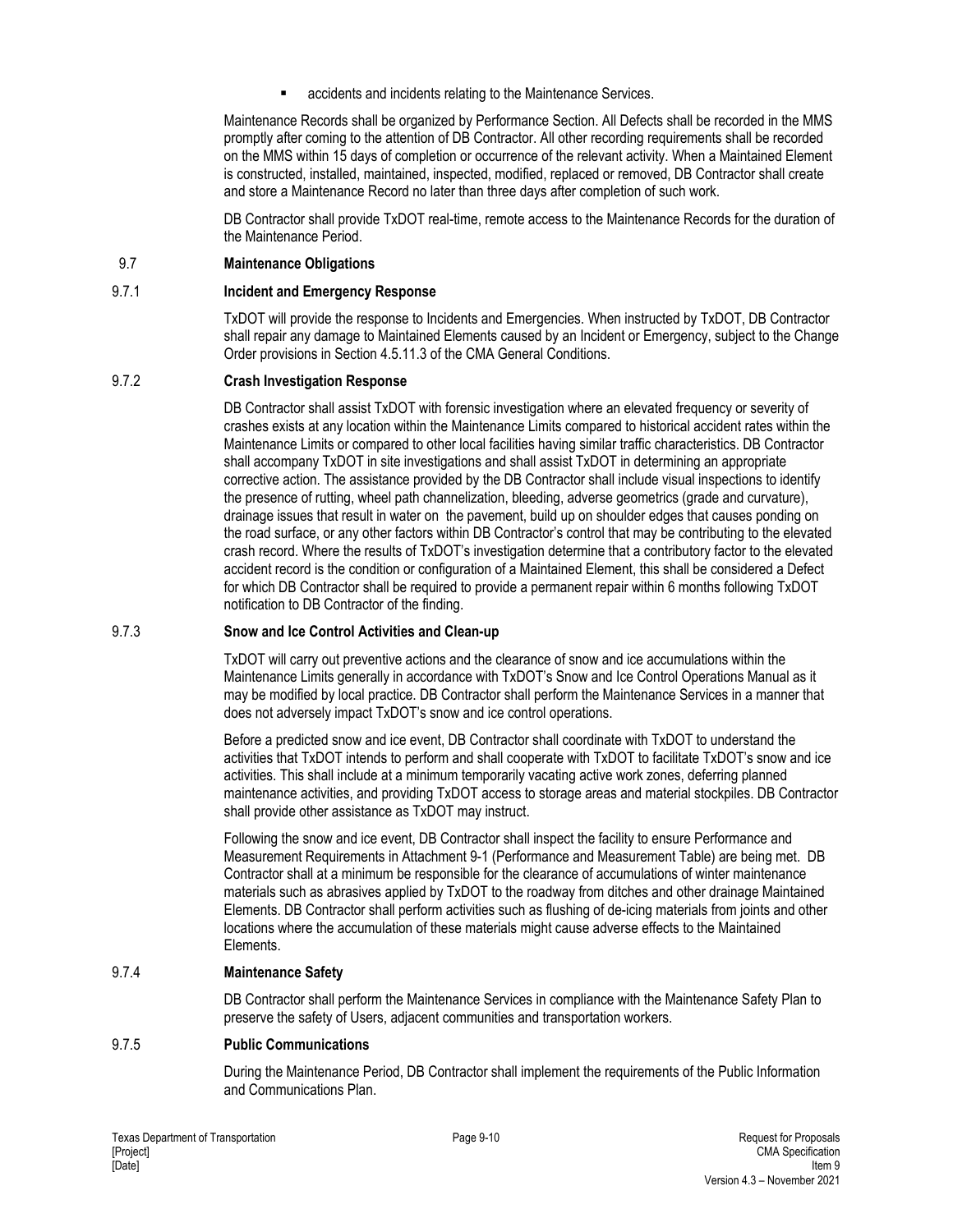- accidents and incidents relating to the Maintenance Services.

Maintenance Records shall be organized by Performance Section. All Defects shall be recorded in the MMS promptly after coming to the attention of DB Contractor. All other recording requirements shall be recorded on the MMS within 15 days of completion or occurrence of the relevant activity. When a Maintained Element is constructed, installed, maintained, inspected, modified, replaced or removed, DB Contractor shall create and store a Maintenance Record no later than three days after completion of such work.

DB Contractor shall provide TxDOT real-time, remote access to the Maintenance Records for the duration of the Maintenance Period.

## 9.7 Maintenance Obligations

### 9.7.1 Incident and Emergency Response

TxDOT will provide the response to Incidents and Emergencies. When instructed by TxDOT, DB Contractor shall repair any damage to Maintained Elements caused by an Incident or Emergency, subject to the Change Order provisions in Section 4.5.11.3 of the CMA General Conditions.

### 9.7.2 Crash Investigation Response

DB Contractor shall assist TxDOT with forensic investigation where an elevated frequency or severity of crashes exists at any location within the Maintenance Limits compared to historical accident rates within the Maintenance Limits or compared to other local facilities having similar traffic characteristics. DB Contractor shall accompany TxDOT in site investigations and shall assist TxDOT in determining an appropriate corrective action. The assistance provided by the DB Contractor shall include visual inspections to identify the presence of rutting, wheel path channelization, bleeding, adverse geometrics (grade and curvature), drainage issues that result in water on the pavement, build up on shoulder edges that causes ponding on the road surface, or any other factors within DB Contractor's control that may be contributing to the elevated crash record. Where the results of TxDOT's investigation determine that a contributory factor to the elevated accident record is the condition or configuration of a Maintained Element, this shall be considered a Defect for which DB Contractor shall be required to provide a permanent repair within 6 months following TxDOT notification to DB Contractor of the finding.

### 9.7.3 Snow and Ice Control Activities and Clean-up

TxDOT will carry out preventive actions and the clearance of snow and ice accumulations within the Maintenance Limits generally in accordance with TxDOT's Snow and Ice Control Operations Manual as it may be modified by local practice. DB Contractor shall perform the Maintenance Services in a manner that does not adversely impact TxDOT's snow and ice control operations.

Before a predicted snow and ice event, DB Contractor shall coordinate with TxDOT to understand the activities that TxDOT intends to perform and shall cooperate with TxDOT to facilitate TxDOT's snow and ice activities. This shall include at a minimum temporarily vacating active work zones, deferring planned maintenance activities, and providing TxDOT access to storage areas and material stockpiles. DB Contractor shall provide other assistance as TxDOT may instruct.

Following the snow and ice event, DB Contractor shall inspect the facility to ensure Performance and Measurement Requirements in Attachment 9-1 (Performance and Measurement Table) are being met. DB Contractor shall at a minimum be responsible for the clearance of accumulations of winter maintenance materials such as abrasives applied by TxDOT to the roadway from ditches and other drainage Maintained Elements. DB Contractor shall perform activities such as flushing of de-icing materials from joints and other locations where the accumulation of these materials might cause adverse effects to the Maintained Elements.

### 9.7.4 Maintenance Safety

DB Contractor shall perform the Maintenance Services in compliance with the Maintenance Safety Plan to preserve the safety of Users, adjacent communities and transportation workers.

### 9.7.5 Public Communications

During the Maintenance Period, DB Contractor shall implement the requirements of the Public Information and Communications Plan.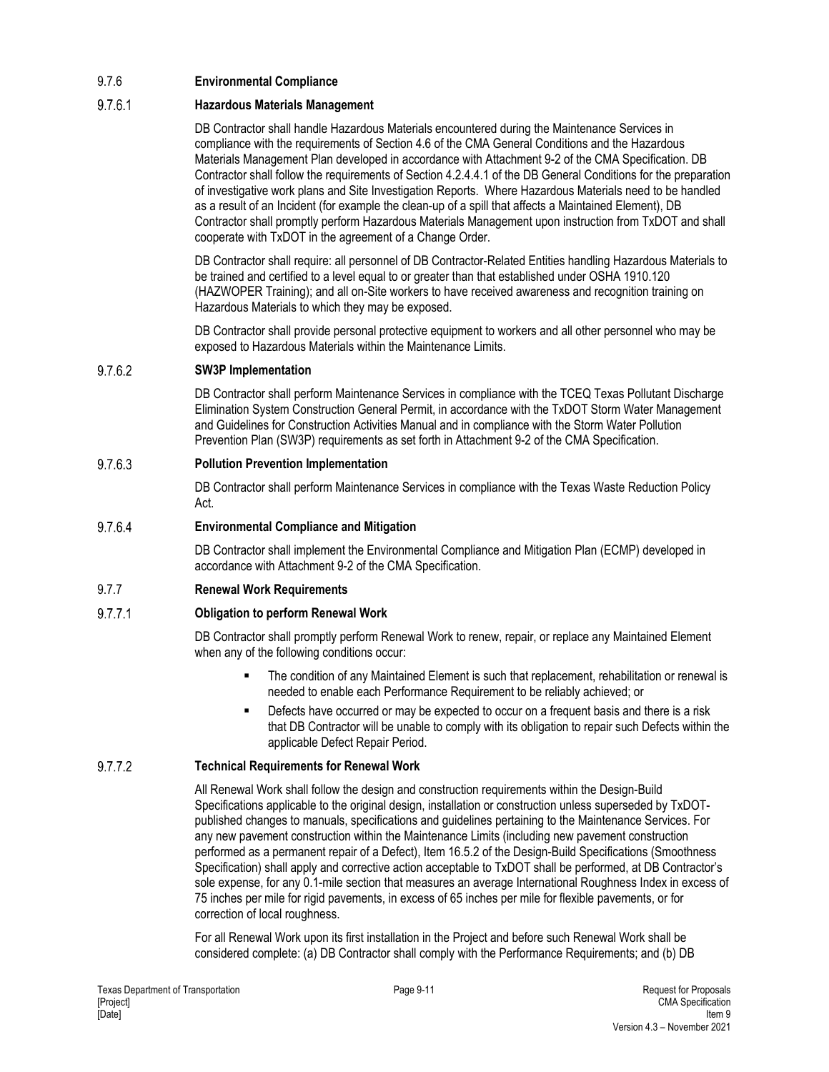### 9.7.6 Environmental Compliance

#### 9.7.6.1 Hazardous Materials Management

DB Contractor shall handle Hazardous Materials encountered during the Maintenance Services in compliance with the requirements of Section 4.6 of the CMA General Conditions and the Hazardous Materials Management Plan developed in accordance with Attachment 9-2 of the CMA Specification. DB Contractor shall follow the requirements of Section 4.2.4.4.1 of the DB General Conditions for the preparation of investigative work plans and Site Investigation Reports. Where Hazardous Materials need to be handled as a result of an Incident (for example the clean-up of a spill that affects a Maintained Element), DB Contractor shall promptly perform Hazardous Materials Management upon instruction from TxDOT and shall cooperate with TxDOT in the agreement of a Change Order.

DB Contractor shall require: all personnel of DB Contractor-Related Entities handling Hazardous Materials to be trained and certified to a level equal to or greater than that established under OSHA 1910.120 (HAZWOPER Training); and all on-Site workers to have received awareness and recognition training on Hazardous Materials to which they may be exposed.

DB Contractor shall provide personal protective equipment to workers and all other personnel who may be exposed to Hazardous Materials within the Maintenance Limits.

#### 9.7.6.2 SW3P Implementation

DB Contractor shall perform Maintenance Services in compliance with the TCEQ Texas Pollutant Discharge Elimination System Construction General Permit, in accordance with the TxDOT Storm Water Management and Guidelines for Construction Activities Manual and in compliance with the Storm Water Pollution Prevention Plan (SW3P) requirements as set forth in Attachment 9-2 of the CMA Specification.

#### 9.7.6.3 Pollution Prevention Implementation

DB Contractor shall perform Maintenance Services in compliance with the Texas Waste Reduction Policy Act.

#### 9.7.6.4 Environmental Compliance and Mitigation

DB Contractor shall implement the Environmental Compliance and Mitigation Plan (ECMP) developed in accordance with Attachment 9-2 of the CMA Specification.

### 9.7.7 Renewal Work Requirements

#### 9.7.7.1 Obligation to perform Renewal Work

DB Contractor shall promptly perform Renewal Work to renew, repair, or replace any Maintained Element when any of the following conditions occur:

- The condition of any Maintained Element is such that replacement, rehabilitation or renewal is needed to enable each Performance Requirement to be reliably achieved; or
- Defects have occurred or may be expected to occur on a frequent basis and there is a risk that DB Contractor will be unable to comply with its obligation to repair such Defects within the applicable Defect Repair Period.

#### 9.7.7.2 Technical Requirements for Renewal Work

All Renewal Work shall follow the design and construction requirements within the Design-Build Specifications applicable to the original design, installation or construction unless superseded by TxDOT-published changes to manuals, specifications and guidelines pertaining to the Maintenance Services. For any new pavement construction within the Maintenance Limits (including new pavement construction performed as a permanent repair of a Defect), Item 16.5.2 of the Design-Build Specifications (Smoothness Specification) shall apply and corrective action acceptable to TxDOT shall be performed, at DB Contractor's sole expense, for any 0.1-mile section that measures an average International Roughness Index in excess of 75 inches per mile for rigid pavements, in excess of 65 inches per mile for flexible pavements, or for correction of local roughness.

For all Renewal Work upon its first installation in the Project and before such Renewal Work shall be considered complete: (a) DB Contractor shall comply with the Performance Requirements; and (b) DB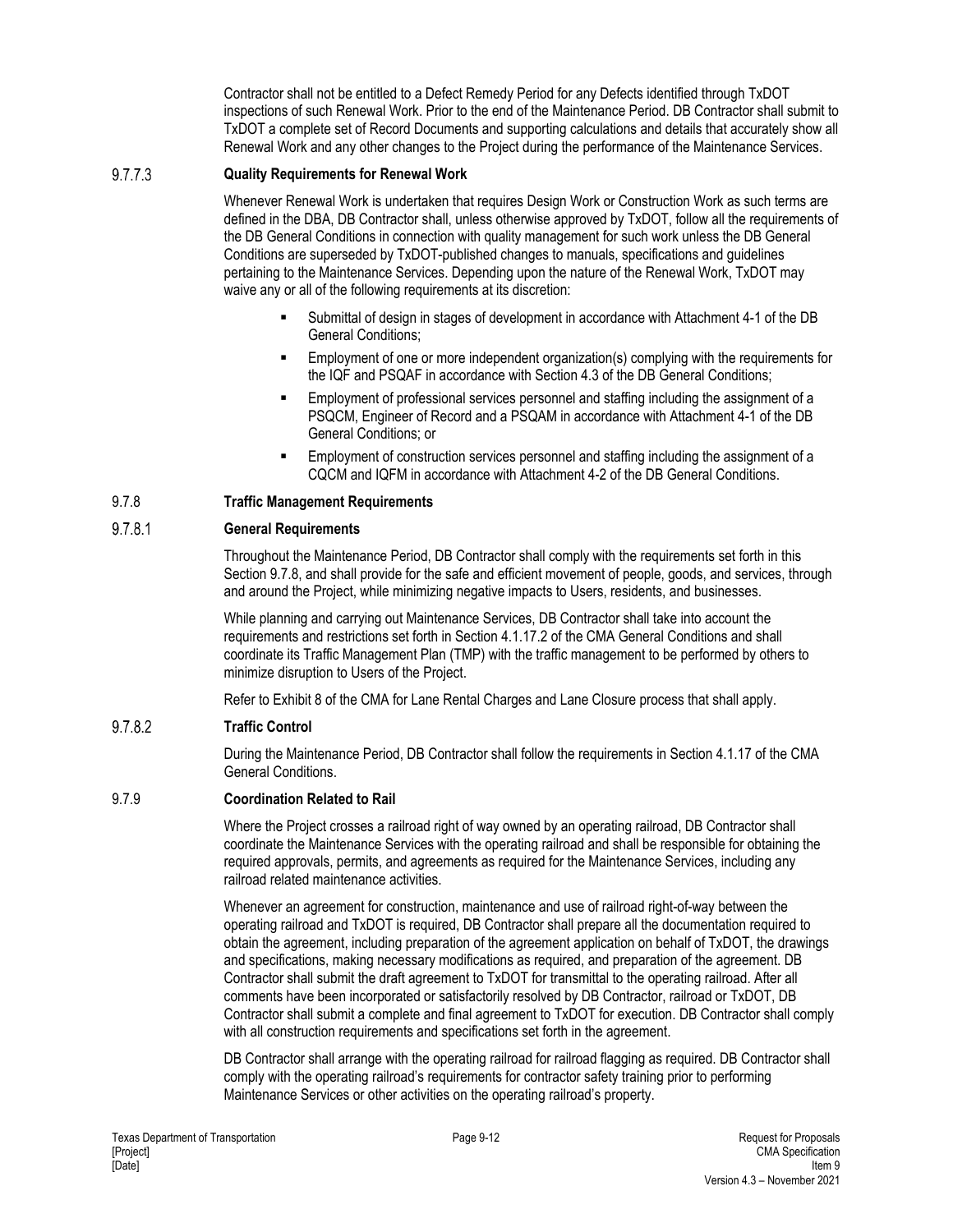Contractor shall not be entitled to a Defect Remedy Period for any Defects identified through TxDOT inspections of such Renewal Work. Prior to the end of the Maintenance Period. DB Contractor shall submit to TxDOT a complete set of Record Documents and supporting calculations and details that accurately show all Renewal Work and any other changes to the Project during the performance of the Maintenance Services.

#### 9.7.7.3 Quality Requirements for Renewal Work

Whenever Renewal Work is undertaken that requires Design Work or Construction Work as such terms are defined in the DBA, DB Contractor shall, unless otherwise approved by TxDOT, follow all the requirements of the DB General Conditions in connection with quality management for such work unless the DB General Conditions are superseded by TxDOT-published changes to manuals, specifications and guidelines pertaining to the Maintenance Services. Depending upon the nature of the Renewal Work, TxDOT may waive any or all of the following requirements at its discretion:

- Submittal of design in stages of development in accordance with Attachment 4-1 of the DB General Conditions;
- Employment of one or more independent organization(s) complying with the requirements for the IQF and PSQAF in accordance with Section 4.3 of the DB General Conditions;
- Employment of professional services personnel and staffing including the assignment of a PSQCM, Engineer of Record and a PSQAM in accordance with Attachment 4-1 of the DB General Conditions; or
- Employment of construction services personnel and staffing including the assignment of a CQCM and IQFM in accordance with Attachment 4-2 of the DB General Conditions.

### 9.7.8 Traffic Management Requirements

#### 9.7.8.1 General Requirements

Throughout the Maintenance Period, DB Contractor shall comply with the requirements set forth in this Section 9.7.8, and shall provide for the safe and efficient movement of people, goods, and services, through and around the Project, while minimizing negative impacts to Users, residents, and businesses.

While planning and carrying out Maintenance Services, DB Contractor shall take into account the requirements and restrictions set forth in Section 4.1.17.2 of the CMA General Conditions and shall coordinate its Traffic Management Plan (TMP) with the traffic management to be performed by others to minimize disruption to Users of the Project.

Refer to Exhibit 8 of the CMA for Lane Rental Charges and Lane Closure process that shall apply.

#### 9.7.8.2 Traffic Control

During the Maintenance Period, DB Contractor shall follow the requirements in Section 4.1.17 of the CMA General Conditions.

### 9.7.9 Coordination Related to Rail

Where the Project crosses a railroad right of way owned by an operating railroad, DB Contractor shall coordinate the Maintenance Services with the operating railroad and shall be responsible for obtaining the required approvals, permits, and agreements as required for the Maintenance Services, including any railroad related maintenance activities.

Whenever an agreement for construction, maintenance and use of railroad right-of-way between the operating railroad and TxDOT is required, DB Contractor shall prepare all the documentation required to obtain the agreement, including preparation of the agreement application on behalf of TxDOT, the drawings and specifications, making necessary modifications as required, and preparation of the agreement. DB Contractor shall submit the draft agreement to TxDOT for transmittal to the operating railroad. After all comments have been incorporated or satisfactorily resolved by DB Contractor, railroad or TxDOT, DB Contractor shall submit a complete and final agreement to TxDOT for execution. DB Contractor shall comply with all construction requirements and specifications set forth in the agreement.

DB Contractor shall arrange with the operating railroad for railroad flagging as required. DB Contractor shall comply with the operating railroad's requirements for contractor safety training prior to performing Maintenance Services or other activities on the operating railroad's property.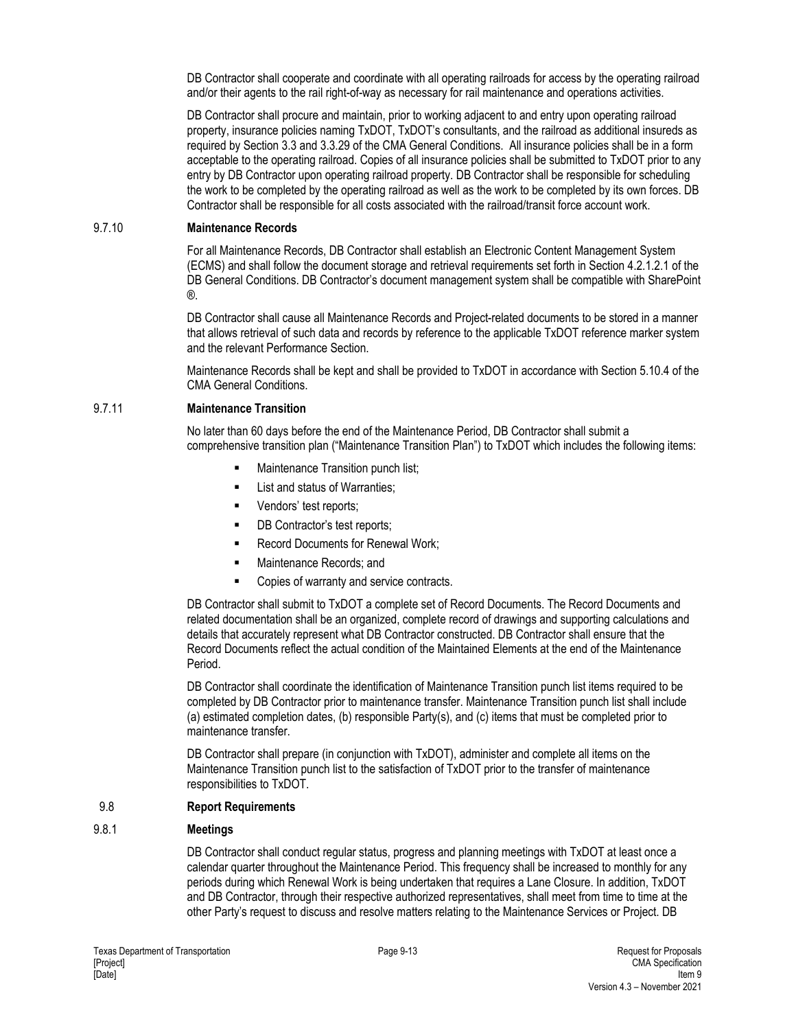DB Contractor shall cooperate and coordinate with all operating railroads for access by the operating railroad and/or their agents to the rail right-of-way as necessary for rail maintenance and operations activities.

DB Contractor shall procure and maintain, prior to working adjacent to and entry upon operating railroad property, insurance policies naming TxDOT, TxDOT's consultants, and the railroad as additional insureds as required by Section 3.3 and 3.3.29 of the CMA General Conditions. All insurance policies shall be in a form acceptable to the operating railroad. Copies of all insurance policies shall be submitted to TxDOT prior to any entry by DB Contractor upon operating railroad property. DB Contractor shall be responsible for scheduling the work to be completed by the operating railroad as well as the work to be completed by its own forces. DB Contractor shall be responsible for all costs associated with the railroad/transit force account work.

### 9.7.10 Maintenance Records

For all Maintenance Records, DB Contractor shall establish an Electronic Content Management System (ECMS) and shall follow the document storage and retrieval requirements set forth in Section 4.2.1.2.1 of the DB General Conditions. DB Contractor's document management system shall be compatible with SharePoint ®.

DB Contractor shall cause all Maintenance Records and Project-related documents to be stored in a manner that allows retrieval of such data and records by reference to the applicable TxDOT reference marker system and the relevant Performance Section.

Maintenance Records shall be kept and shall be provided to TxDOT in accordance with Section 5.10.4 of the CMA General Conditions.

### 9.7.11 Maintenance Transition

No later than 60 days before the end of the Maintenance Period, DB Contractor shall submit a comprehensive transition plan ("Maintenance Transition Plan") to TxDOT which includes the following items:

- Maintenance Transition punch list;
- List and status of Warranties;
- Vendors' test reports;
- DB Contractor's test reports;
- Record Documents for Renewal Work;
- Maintenance Records; and
- Copies of warranty and service contracts.

DB Contractor shall submit to TxDOT a complete set of Record Documents. The Record Documents and related documentation shall be an organized, complete record of drawings and supporting calculations and details that accurately represent what DB Contractor constructed. DB Contractor shall ensure that the Record Documents reflect the actual condition of the Maintained Elements at the end of the Maintenance Period.

DB Contractor shall coordinate the identification of Maintenance Transition punch list items required to be completed by DB Contractor prior to maintenance transfer. Maintenance Transition punch list shall include (a) estimated completion dates, (b) responsible Party(s), and (c) items that must be completed prior to maintenance transfer.

DB Contractor shall prepare (in conjunction with TxDOT), administer and complete all items on the Maintenance Transition punch list to the satisfaction of TxDOT prior to the transfer of maintenance responsibilities to TxDOT.

## 9.8 Report Requirements

### 9.8.1 Meetings

DB Contractor shall conduct regular status, progress and planning meetings with TxDOT at least once a calendar quarter throughout the Maintenance Period. This frequency shall be increased to monthly for any periods during which Renewal Work is being undertaken that requires a Lane Closure. In addition, TxDOT and DB Contractor, through their respective authorized representatives, shall meet from time to time at the other Party's request to discuss and resolve matters relating to the Maintenance Services or Project. DB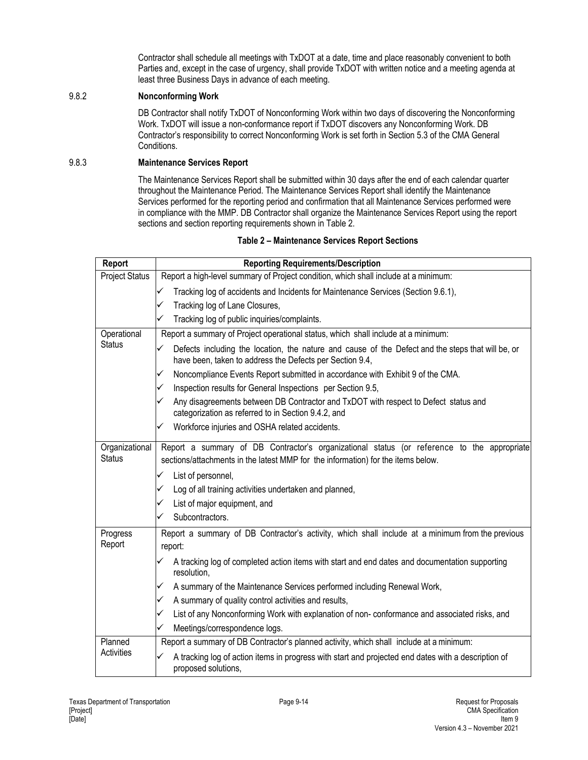Contractor shall schedule all meetings with TxDOT at a date, time and place reasonably convenient to both Parties and, except in the case of urgency, shall provide TxDOT with written notice and a meeting agenda at least three Business Days in advance of each meeting.

### 9.8.2 Nonconforming Work

DB Contractor shall notify TxDOT of Nonconforming Work within two days of discovering the Nonconforming Work. TxDOT will issue a non-conformance report if TxDOT discovers any Nonconforming Work. DB Contractor's responsibility to correct Nonconforming Work is set forth in Section 5.3 of the CMA General Conditions.

### 9.8.3 Maintenance Services Report

The Maintenance Services Report shall be submitted within 30 days after the end of each calendar quarter throughout the Maintenance Period. The Maintenance Services Report shall identify the Maintenance Services performed for the reporting period and confirmation that all Maintenance Services performed were in compliance with the MMP. DB Contractor shall organize the Maintenance Services Report using the report sections and section reporting requirements shown in Table 2.

**Table 2 – Maintenance Services Report Sections**

| Report | Reporting Requirements/Description |
|---|---|
| Project Status | Report a high-level summary of Project condition, which shall include at a minimum:<br>✓ Tracking log of accidents and Incidents for Maintenance Services (Section 9.6.1),<br>✓ Tracking log of Lane Closures,<br>✓ Tracking log of public inquiries/complaints. |
| Operational Status | Report a summary of Project operational status, which shall include at a minimum:<br>✓ Defects including the location, the nature and cause of the Defect and the steps that will be, or have been, taken to address the Defects per Section 9.4,<br>✓ Noncompliance Events Report submitted in accordance with Exhibit 9 of the CMA.<br>✓ Inspection results for General Inspections per Section 9.5,<br>✓ Any disagreements between DB Contractor and TxDOT with respect to Defect status and categorization as referred to in Section 9.4.2, and<br>✓ Workforce injuries and OSHA related accidents. |
| Organizational Status | Report a summary of DB Contractor's organizational status (or reference to the appropriate sections/attachments in the latest MMP for the information) for the items below.<br>✓ List of personnel,<br>✓ Log of all training activities undertaken and planned,<br>✓ List of major equipment, and<br>✓ Subcontractors. |
| Progress Report | Report a summary of DB Contractor's activity, which shall include at a minimum from the previous report:<br>✓ A tracking log of completed action items with start and end dates and documentation supporting resolution,<br>✓ A summary of the Maintenance Services performed including Renewal Work,<br>✓ A summary of quality control activities and results,<br>✓ List of any Nonconforming Work with explanation of non- conformance and associated risks, and<br>✓ Meetings/correspondence logs. |
| Planned Activities | Report a summary of DB Contractor's planned activity, which shall include at a minimum:<br>✓ A tracking log of action items in progress with start and projected end dates with a description of proposed solutions, |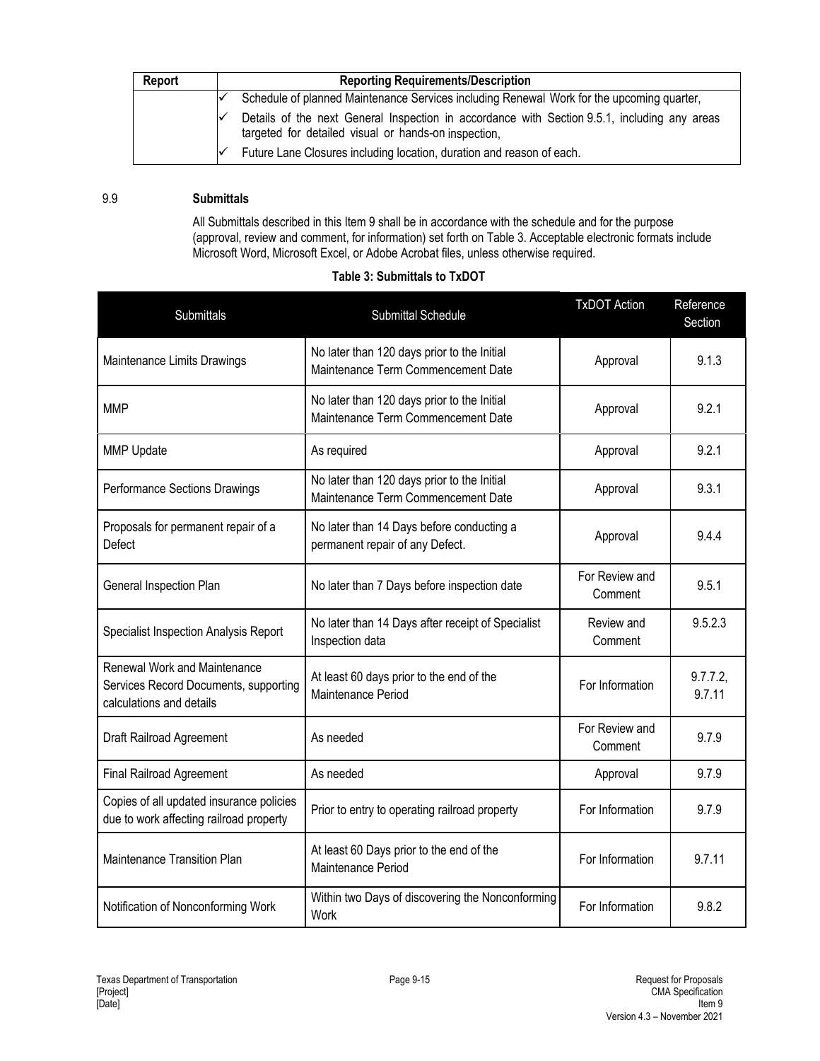| Report | Reporting Requirements/Description |
|---|---|
| | ✓ Schedule of planned Maintenance Services including Renewal Work for the upcoming quarter,<br>✓ Details of the next General Inspection in accordance with Section 9.5.1, including any areas targeted for detailed visual or hands-on inspection,<br>✓ Future Lane Closures including location, duration and reason of each. |

## 9.9 Submittals

All Submittals described in this Item 9 shall be in accordance with the schedule and for the purpose (approval, review and comment, for information) set forth on Table 3. Acceptable electronic formats include Microsoft Word, Microsoft Excel, or Adobe Acrobat files, unless otherwise required.

**Table 3: Submittals to TxDOT**

| Submittals | Submittal Schedule | TxDOT Action | Reference Section |
|---|---|---|---|
| Maintenance Limits Drawings | No later than 120 days prior to the Initial Maintenance Term Commencement Date | Approval | 9.1.3 |
| MMP | No later than 120 days prior to the Initial Maintenance Term Commencement Date | Approval | 9.2.1 |
| MMP Update | As required | Approval | 9.2.1 |
| Performance Sections Drawings | No later than 120 days prior to the Initial Maintenance Term Commencement Date | Approval | 9.3.1 |
| Proposals for permanent repair of a Defect | No later than 14 Days before conducting a permanent repair of any Defect. | Approval | 9.4.4 |
| General Inspection Plan | No later than 7 Days before inspection date | For Review and Comment | 9.5.1 |
| Specialist Inspection Analysis Report | No later than 14 Days after receipt of Specialist Inspection data | Review and Comment | 9.5.2.3 |
| Renewal Work and Maintenance Services Record Documents, supporting calculations and details | At least 60 days prior to the end of the Maintenance Period | For Information | 9.7.7.2, 9.7.11 |
| Draft Railroad Agreement | As needed | For Review and Comment | 9.7.9 |
| Final Railroad Agreement | As needed | Approval | 9.7.9 |
| Copies of all updated insurance policies due to work affecting railroad property | Prior to entry to operating railroad property | For Information | 9.7.9 |
| Maintenance Transition Plan | At least 60 Days prior to the end of the Maintenance Period | For Information | 9.7.11 |
| Notification of Nonconforming Work | Within two Days of discovering the Nonconforming Work | For Information | 9.8.2 |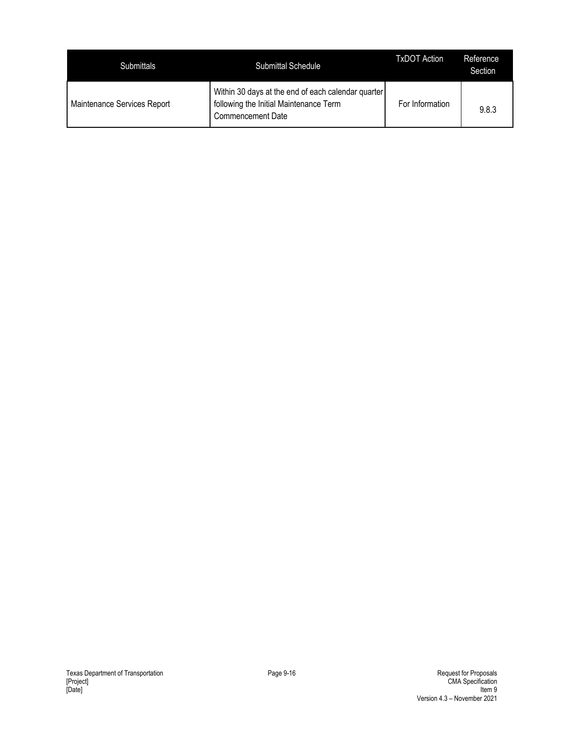| Submittals | Submittal Schedule | TxDOT Action | Reference Section |
|---|---|---|---|
| Maintenance Services Report | Within 30 days at the end of each calendar quarter following the Initial Maintenance Term Commencement Date | For Information | 9.8.3 |